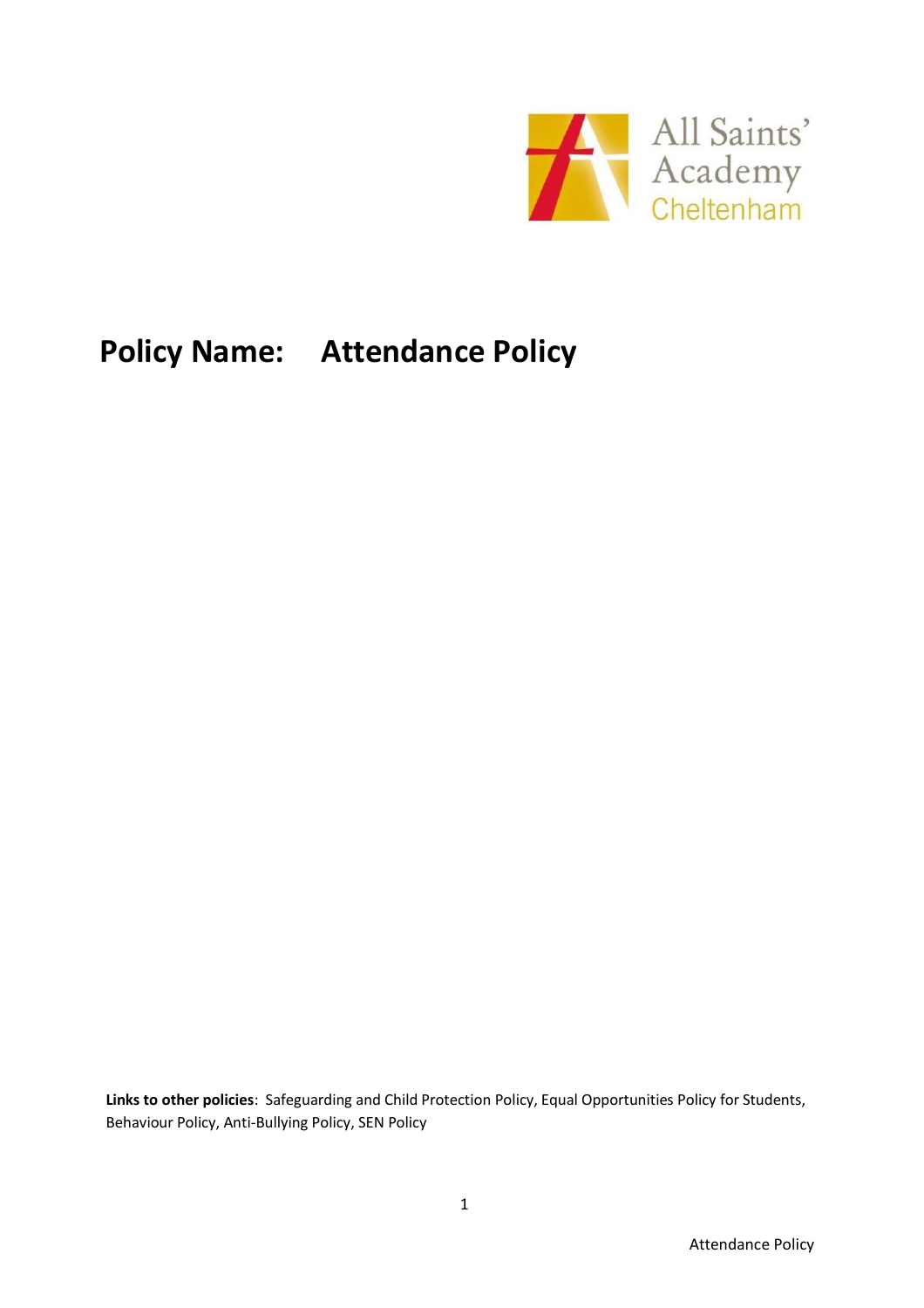All Saints' Academy
Cheltenham

# Policy Name: Attendance Policy

**Links to other policies**: Safeguarding and Child Protection Policy, Equal Opportunities Policy for Students, Behaviour Policy, Anti-Bullying Policy, SEN Policy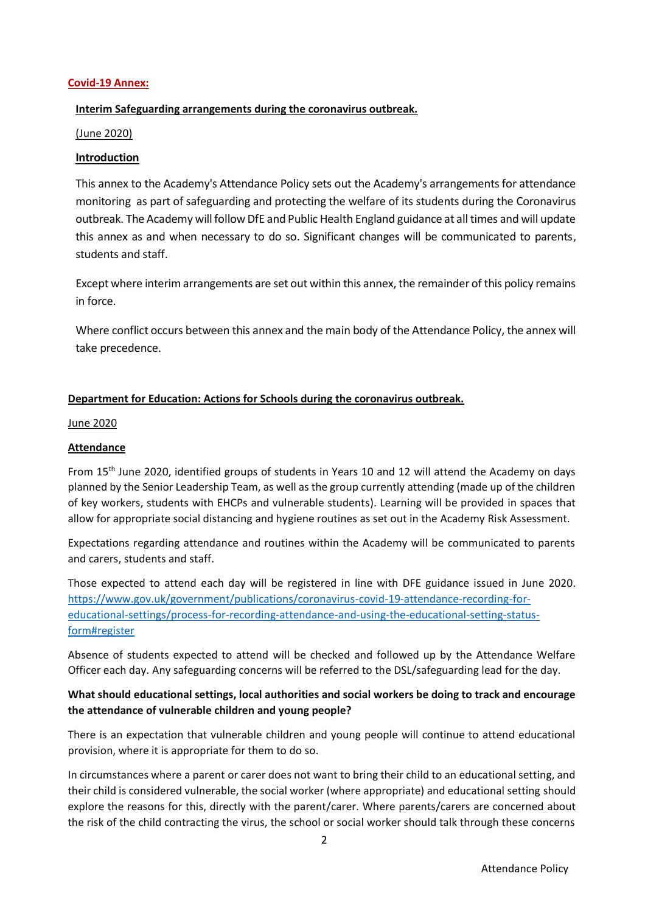**Covid-19 Annex:**

**Interim Safeguarding arrangements during the coronavirus outbreak.**

(June 2020)

**Introduction**

This annex to the Academy's Attendance Policy sets out the Academy's arrangements for attendance monitoring as part of safeguarding and protecting the welfare of its students during the Coronavirus outbreak. The Academy will follow DfE and Public Health England guidance at all times and will update this annex as and when necessary to do so. Significant changes will be communicated to parents, students and staff.

Except where interim arrangements are set out within this annex, the remainder of this policy remains in force.

Where conflict occurs between this annex and the main body of the Attendance Policy, the annex will take precedence.

**Department for Education: Actions for Schools during the coronavirus outbreak.**

June 2020

**Attendance**

From 15th June 2020, identified groups of students in Years 10 and 12 will attend the Academy on days planned by the Senior Leadership Team, as well as the group currently attending (made up of the children of key workers, students with EHCPs and vulnerable students). Learning will be provided in spaces that allow for appropriate social distancing and hygiene routines as set out in the Academy Risk Assessment.

Expectations regarding attendance and routines within the Academy will be communicated to parents and carers, students and staff.

Those expected to attend each day will be registered in line with DFE guidance issued in June 2020. https://www.gov.uk/government/publications/coronavirus-covid-19-attendance-recording-for-educational-settings/process-for-recording-attendance-and-using-the-educational-setting-status-form#register

Absence of students expected to attend will be checked and followed up by the Attendance Welfare Officer each day. Any safeguarding concerns will be referred to the DSL/safeguarding lead for the day.

**What should educational settings, local authorities and social workers be doing to track and encourage the attendance of vulnerable children and young people?**

There is an expectation that vulnerable children and young people will continue to attend educational provision, where it is appropriate for them to do so.

In circumstances where a parent or carer does not want to bring their child to an educational setting, and their child is considered vulnerable, the social worker (where appropriate) and educational setting should explore the reasons for this, directly with the parent/carer. Where parents/carers are concerned about the risk of the child contracting the virus, the school or social worker should talk through these concerns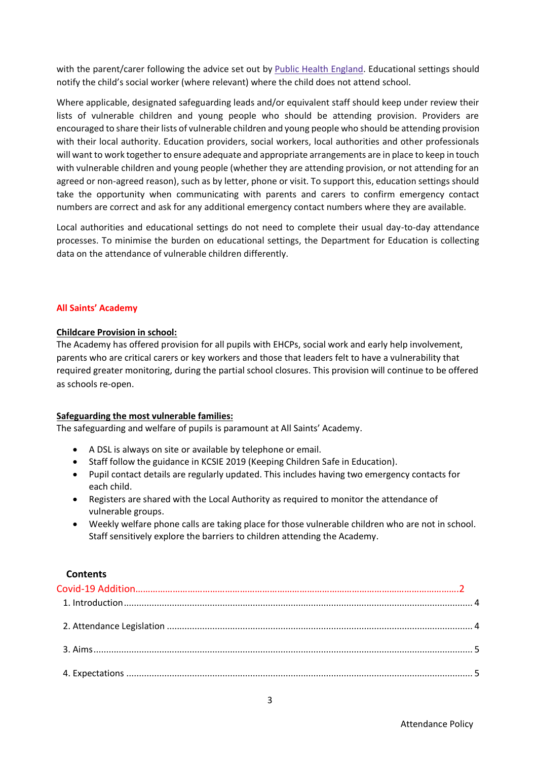with the parent/carer following the advice set out by Public Health England. Educational settings should notify the child's social worker (where relevant) where the child does not attend school.

Where applicable, designated safeguarding leads and/or equivalent staff should keep under review their lists of vulnerable children and young people who should be attending provision. Providers are encouraged to share their lists of vulnerable children and young people who should be attending provision with their local authority. Education providers, social workers, local authorities and other professionals will want to work together to ensure adequate and appropriate arrangements are in place to keep in touch with vulnerable children and young people (whether they are attending provision, or not attending for an agreed or non-agreed reason), such as by letter, phone or visit. To support this, education settings should take the opportunity when communicating with parents and carers to confirm emergency contact numbers are correct and ask for any additional emergency contact numbers where they are available.

Local authorities and educational settings do not need to complete their usual day-to-day attendance processes. To minimise the burden on educational settings, the Department for Education is collecting data on the attendance of vulnerable children differently.

**All Saints' Academy**

**Childcare Provision in school:**

The Academy has offered provision for all pupils with EHCPs, social work and early help involvement, parents who are critical carers or key workers and those that leaders felt to have a vulnerability that required greater monitoring, during the partial school closures. This provision will continue to be offered as schools re-open.

**Safeguarding the most vulnerable families:**

The safeguarding and welfare of pupils is paramount at All Saints' Academy.

- A DSL is always on site or available by telephone or email.
- Staff follow the guidance in KCSIE 2019 (Keeping Children Safe in Education).
- Pupil contact details are regularly updated. This includes having two emergency contacts for each child.
- Registers are shared with the Local Authority as required to monitor the attendance of vulnerable groups.
- Weekly welfare phone calls are taking place for those vulnerable children who are not in school. Staff sensitively explore the barriers to children attending the Academy.

**Contents**

Covid-19 Addition........................................................2

1. Introduction........................................................4
2. Attendance Legislation........................................................4
3. Aims........................................................5
4. Expectations........................................................5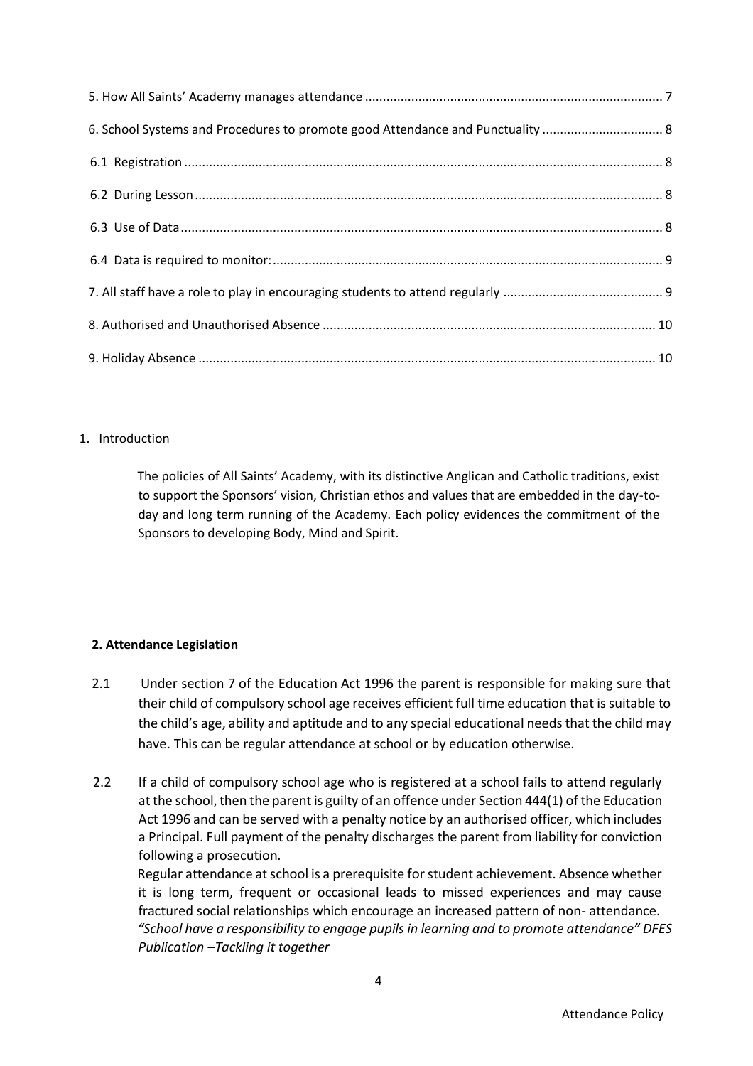5. How All Saints' Academy manages attendance ... 7

6. School Systems and Procedures to promote good Attendance and Punctuality ... 8

6.1 Registration ... 8

6.2 During Lesson ... 8

6.3 Use of Data ... 8

6.4 Data is required to monitor: ... 9

7. All staff have a role to play in encouraging students to attend regularly ... 9

8. Authorised and Unauthorised Absence ... 10

9. Holiday Absence ... 10

1. Introduction

The policies of All Saints' Academy, with its distinctive Anglican and Catholic traditions, exist to support the Sponsors' vision, Christian ethos and values that are embedded in the day-to-day and long term running of the Academy. Each policy evidences the commitment of the Sponsors to developing Body, Mind and Spirit.

## 2. Attendance Legislation

2.1 Under section 7 of the Education Act 1996 the parent is responsible for making sure that their child of compulsory school age receives efficient full time education that is suitable to the child's age, ability and aptitude and to any special educational needs that the child may have. This can be regular attendance at school or by education otherwise.

2.2 If a child of compulsory school age who is registered at a school fails to attend regularly at the school, then the parent is guilty of an offence under Section 444(1) of the Education Act 1996 and can be served with a penalty notice by an authorised officer, which includes a Principal. Full payment of the penalty discharges the parent from liability for conviction following a prosecution.

Regular attendance at school is a prerequisite for student achievement. Absence whether it is long term, frequent or occasional leads to missed experiences and may cause fractured social relationships which encourage an increased pattern of non- attendance. *"School have a responsibility to engage pupils in learning and to promote attendance" DFES Publication –Tackling it together*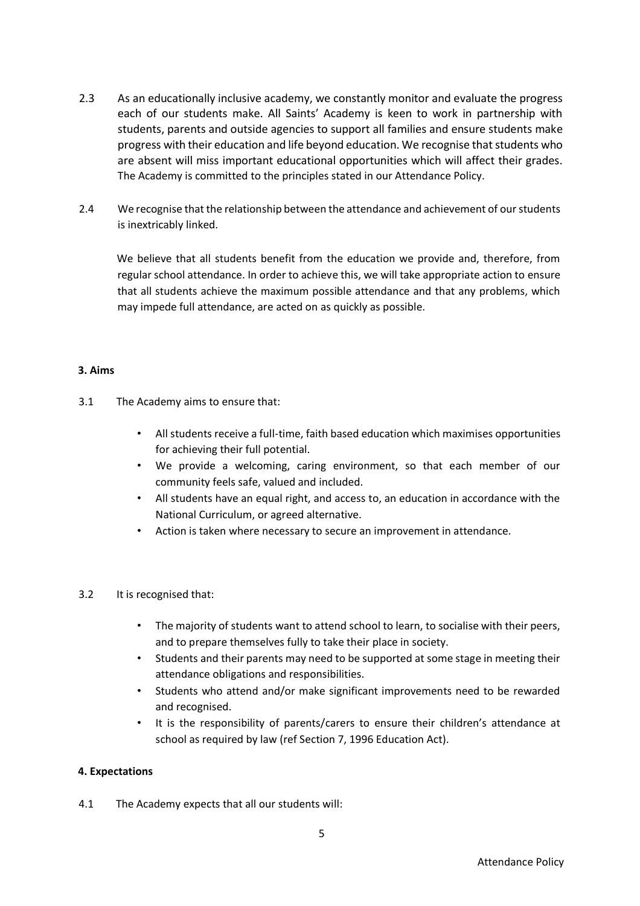2.3 As an educationally inclusive academy, we constantly monitor and evaluate the progress each of our students make. All Saints' Academy is keen to work in partnership with students, parents and outside agencies to support all families and ensure students make progress with their education and life beyond education. We recognise that students who are absent will miss important educational opportunities which will affect their grades. The Academy is committed to the principles stated in our Attendance Policy.

2.4 We recognise that the relationship between the attendance and achievement of our students is inextricably linked.

We believe that all students benefit from the education we provide and, therefore, from regular school attendance. In order to achieve this, we will take appropriate action to ensure that all students achieve the maximum possible attendance and that any problems, which may impede full attendance, are acted on as quickly as possible.

**3. Aims**

3.1 The Academy aims to ensure that:

- All students receive a full-time, faith based education which maximises opportunities for achieving their full potential.
- We provide a welcoming, caring environment, so that each member of our community feels safe, valued and included.
- All students have an equal right, and access to, an education in accordance with the National Curriculum, or agreed alternative.
- Action is taken where necessary to secure an improvement in attendance.

3.2 It is recognised that:

- The majority of students want to attend school to learn, to socialise with their peers, and to prepare themselves fully to take their place in society.
- Students and their parents may need to be supported at some stage in meeting their attendance obligations and responsibilities.
- Students who attend and/or make significant improvements need to be rewarded and recognised.
- It is the responsibility of parents/carers to ensure their children's attendance at school as required by law (ref Section 7, 1996 Education Act).

**4. Expectations**

4.1 The Academy expects that all our students will: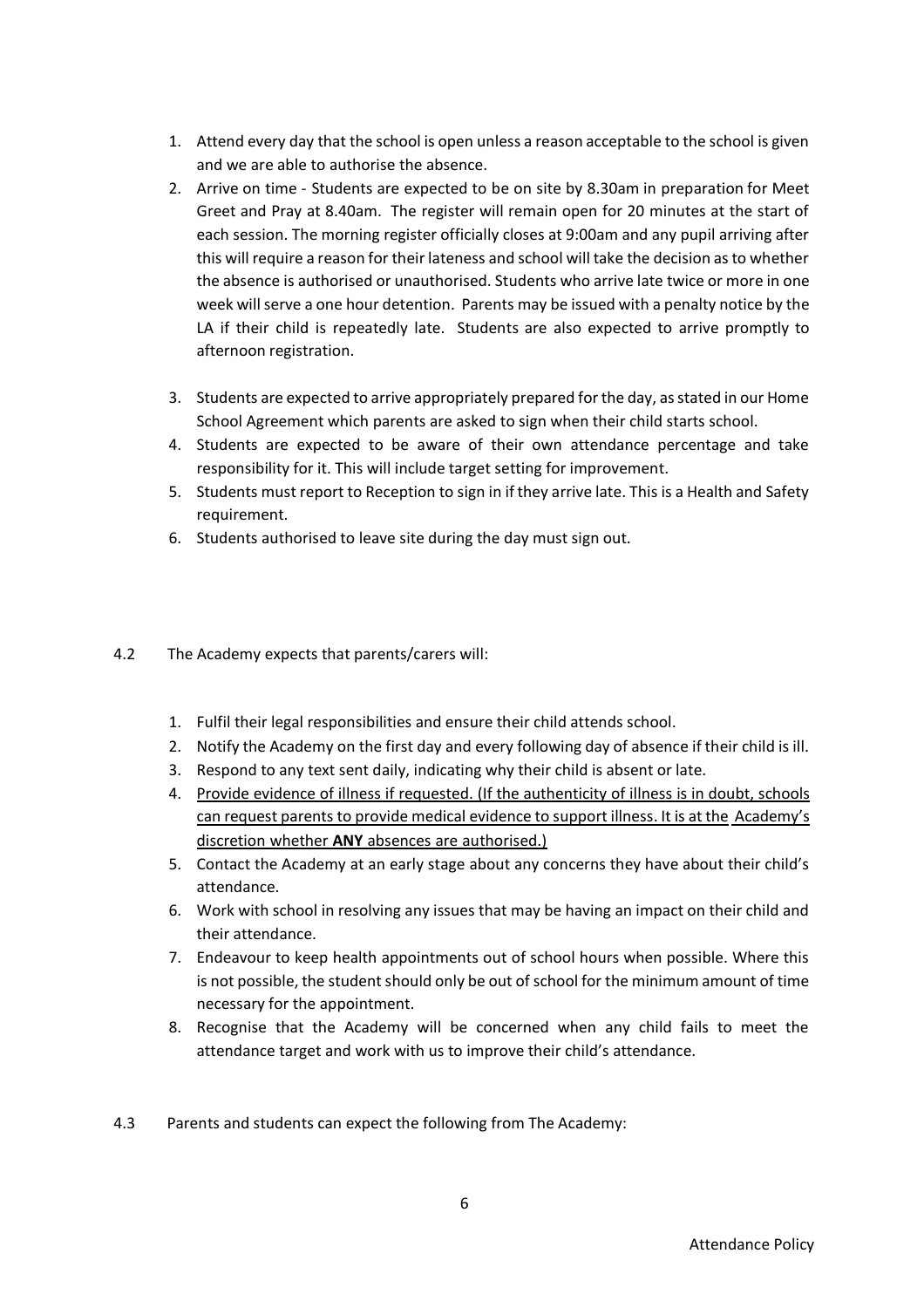1. Attend every day that the school is open unless a reason acceptable to the school is given and we are able to authorise the absence.
2. Arrive on time - Students are expected to be on site by 8.30am in preparation for Meet Greet and Pray at 8.40am. The register will remain open for 20 minutes at the start of each session. The morning register officially closes at 9:00am and any pupil arriving after this will require a reason for their lateness and school will take the decision as to whether the absence is authorised or unauthorised. Students who arrive late twice or more in one week will serve a one hour detention. Parents may be issued with a penalty notice by the LA if their child is repeatedly late. Students are also expected to arrive promptly to afternoon registration.
3. Students are expected to arrive appropriately prepared for the day, as stated in our Home School Agreement which parents are asked to sign when their child starts school.
4. Students are expected to be aware of their own attendance percentage and take responsibility for it. This will include target setting for improvement.
5. Students must report to Reception to sign in if they arrive late. This is a Health and Safety requirement.
6. Students authorised to leave site during the day must sign out.

4.2 The Academy expects that parents/carers will:

1. Fulfil their legal responsibilities and ensure their child attends school.
2. Notify the Academy on the first day and every following day of absence if their child is ill.
3. Respond to any text sent daily, indicating why their child is absent or late.
4. <u>Provide evidence of illness if requested. (If the authenticity of illness is in doubt, schools can request parents to provide medical evidence to support illness. It is at the Academy's discretion whether **ANY** absences are authorised.)</u>
5. Contact the Academy at an early stage about any concerns they have about their child's attendance.
6. Work with school in resolving any issues that may be having an impact on their child and their attendance.
7. Endeavour to keep health appointments out of school hours when possible. Where this is not possible, the student should only be out of school for the minimum amount of time necessary for the appointment.
8. Recognise that the Academy will be concerned when any child fails to meet the attendance target and work with us to improve their child's attendance.

4.3 Parents and students can expect the following from The Academy: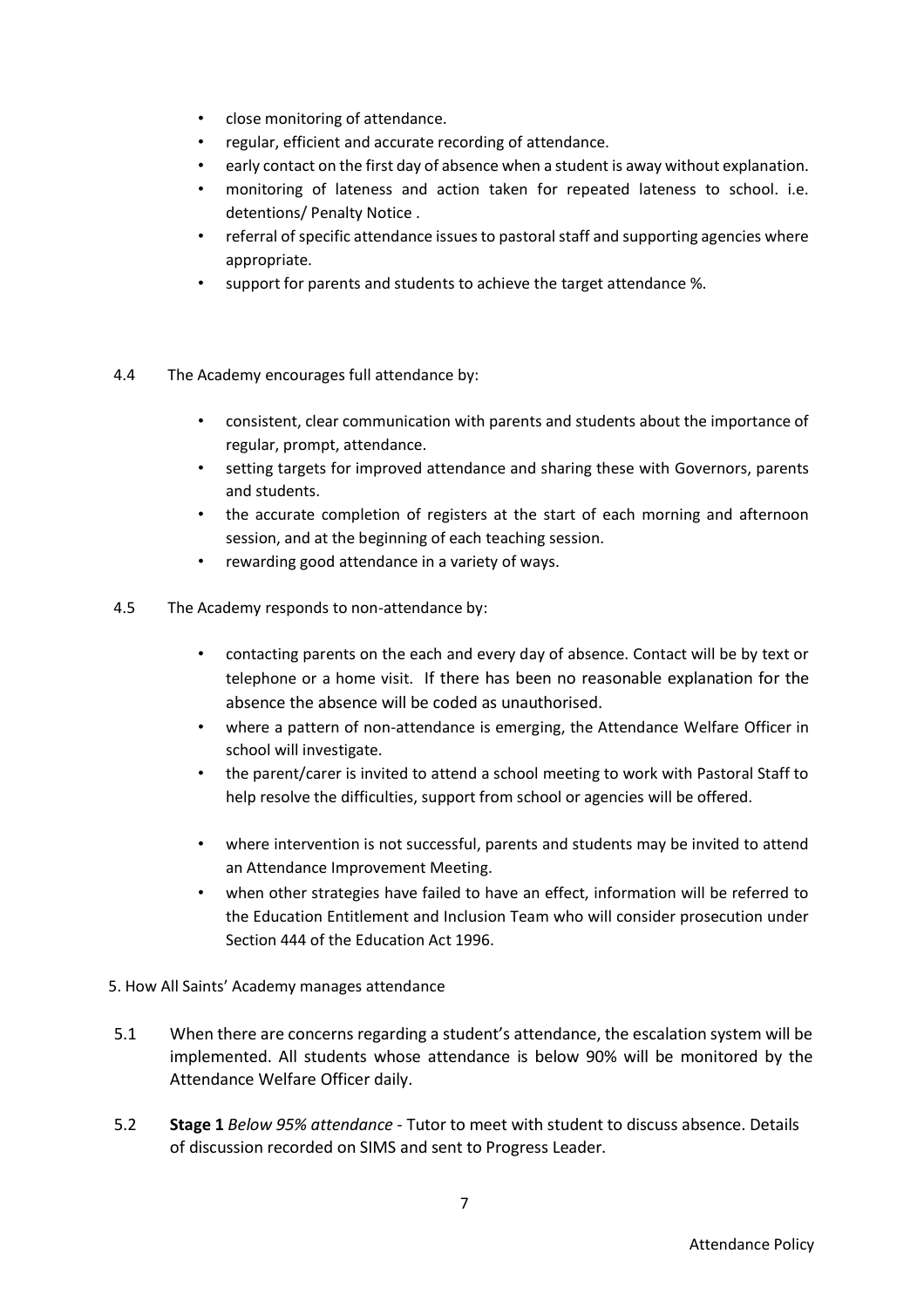- close monitoring of attendance.
- regular, efficient and accurate recording of attendance.
- early contact on the first day of absence when a student is away without explanation.
- monitoring of lateness and action taken for repeated lateness to school. i.e. detentions/ Penalty Notice .
- referral of specific attendance issues to pastoral staff and supporting agencies where appropriate.
- support for parents and students to achieve the target attendance %.

4.4 The Academy encourages full attendance by:

- consistent, clear communication with parents and students about the importance of regular, prompt, attendance.
- setting targets for improved attendance and sharing these with Governors, parents and students.
- the accurate completion of registers at the start of each morning and afternoon session, and at the beginning of each teaching session.
- rewarding good attendance in a variety of ways.

4.5 The Academy responds to non-attendance by:

- contacting parents on the each and every day of absence. Contact will be by text or telephone or a home visit. If there has been no reasonable explanation for the absence the absence will be coded as unauthorised.
- where a pattern of non-attendance is emerging, the Attendance Welfare Officer in school will investigate.
- the parent/carer is invited to attend a school meeting to work with Pastoral Staff to help resolve the difficulties, support from school or agencies will be offered.
- where intervention is not successful, parents and students may be invited to attend an Attendance Improvement Meeting.
- when other strategies have failed to have an effect, information will be referred to the Education Entitlement and Inclusion Team who will consider prosecution under Section 444 of the Education Act 1996.

5. How All Saints' Academy manages attendance

5.1 When there are concerns regarding a student's attendance, the escalation system will be implemented. All students whose attendance is below 90% will be monitored by the Attendance Welfare Officer daily.

5.2 **Stage 1** *Below 95% attendance* - Tutor to meet with student to discuss absence. Details of discussion recorded on SIMS and sent to Progress Leader.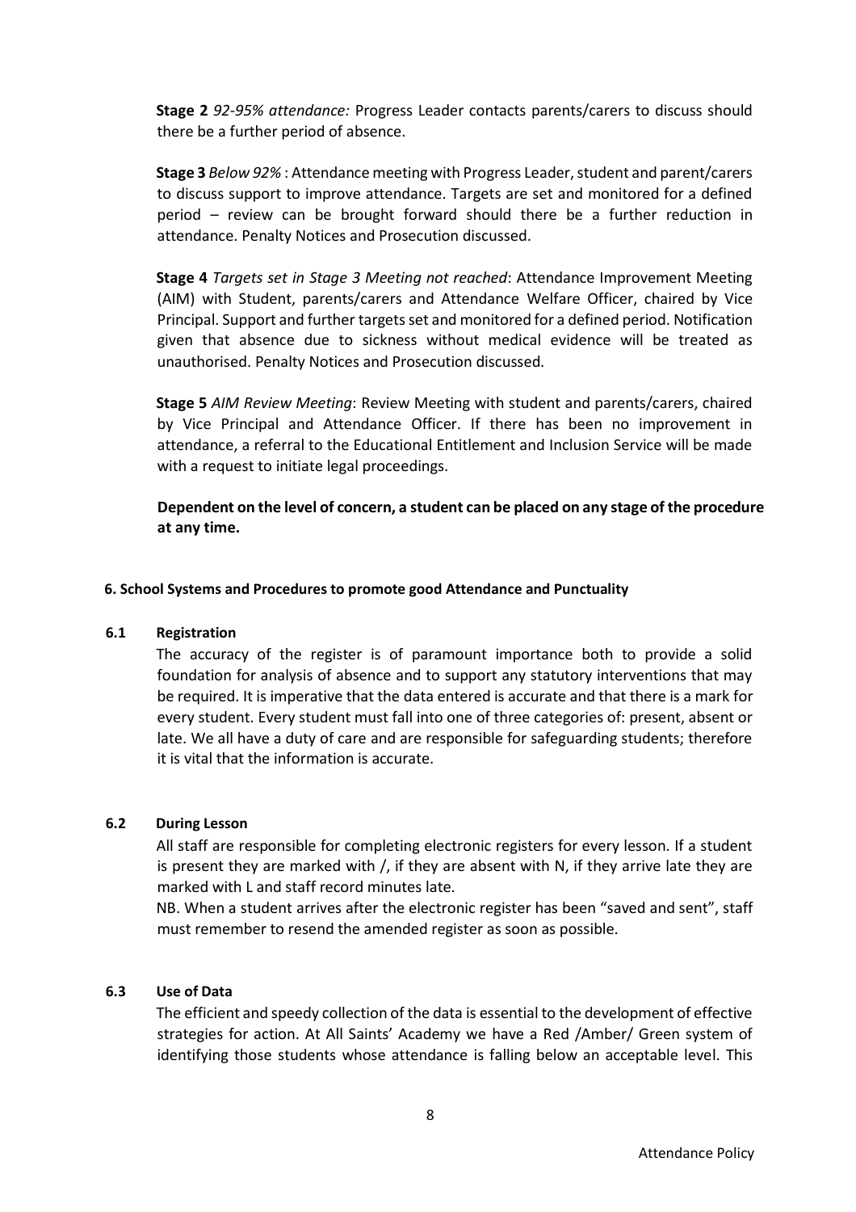**Stage 2** *92-95% attendance:* Progress Leader contacts parents/carers to discuss should there be a further period of absence.

**Stage 3** *Below 92%* : Attendance meeting with Progress Leader, student and parent/carers to discuss support to improve attendance. Targets are set and monitored for a defined period – review can be brought forward should there be a further reduction in attendance. Penalty Notices and Prosecution discussed.

**Stage 4** *Targets set in Stage 3 Meeting not reached*: Attendance Improvement Meeting (AIM) with Student, parents/carers and Attendance Welfare Officer, chaired by Vice Principal. Support and further targets set and monitored for a defined period. Notification given that absence due to sickness without medical evidence will be treated as unauthorised. Penalty Notices and Prosecution discussed.

**Stage 5** *AIM Review Meeting*: Review Meeting with student and parents/carers, chaired by Vice Principal and Attendance Officer. If there has been no improvement in attendance, a referral to the Educational Entitlement and Inclusion Service will be made with a request to initiate legal proceedings.

**Dependent on the level of concern, a student can be placed on any stage of the procedure at any time.**

## 6. School Systems and Procedures to promote good Attendance and Punctuality

### 6.1 Registration

The accuracy of the register is of paramount importance both to provide a solid foundation for analysis of absence and to support any statutory interventions that may be required. It is imperative that the data entered is accurate and that there is a mark for every student. Every student must fall into one of three categories of: present, absent or late. We all have a duty of care and are responsible for safeguarding students; therefore it is vital that the information is accurate.

### 6.2 During Lesson

All staff are responsible for completing electronic registers for every lesson. If a student is present they are marked with /, if they are absent with N, if they arrive late they are marked with L and staff record minutes late.

NB. When a student arrives after the electronic register has been "saved and sent", staff must remember to resend the amended register as soon as possible.

### 6.3 Use of Data

The efficient and speedy collection of the data is essential to the development of effective strategies for action. At All Saints' Academy we have a Red /Amber/ Green system of identifying those students whose attendance is falling below an acceptable level. This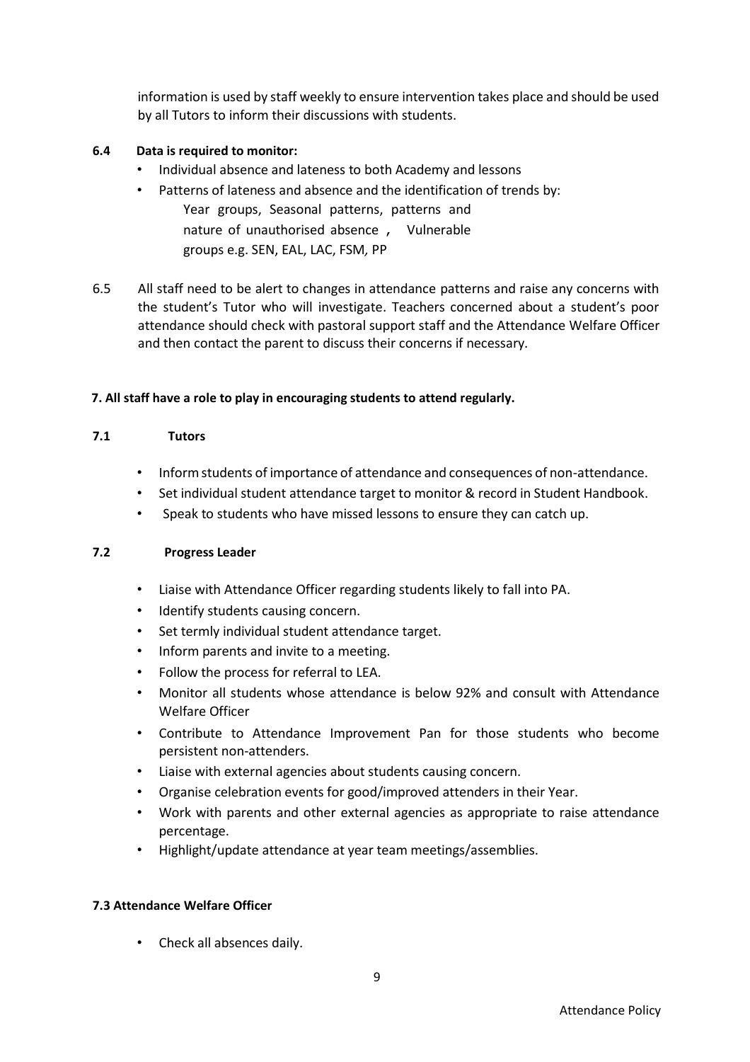information is used by staff weekly to ensure intervention takes place and should be used by all Tutors to inform their discussions with students.

**6.4 Data is required to monitor:**

- Individual absence and lateness to both Academy and lessons
- Patterns of lateness and absence and the identification of trends by:
  Year groups, Seasonal patterns, patterns and nature of unauthorised absence , Vulnerable groups e.g. SEN, EAL, LAC, FSM, PP

6.5 All staff need to be alert to changes in attendance patterns and raise any concerns with the student's Tutor who will investigate. Teachers concerned about a student's poor attendance should check with pastoral support staff and the Attendance Welfare Officer and then contact the parent to discuss their concerns if necessary.

## 7. All staff have a role to play in encouraging students to attend regularly.

### 7.1 Tutors

- Inform students of importance of attendance and consequences of non-attendance.
- Set individual student attendance target to monitor & record in Student Handbook.
- Speak to students who have missed lessons to ensure they can catch up.

### 7.2 Progress Leader

- Liaise with Attendance Officer regarding students likely to fall into PA.
- Identify students causing concern.
- Set termly individual student attendance target.
- Inform parents and invite to a meeting.
- Follow the process for referral to LEA.
- Monitor all students whose attendance is below 92% and consult with Attendance Welfare Officer
- Contribute to Attendance Improvement Pan for those students who become persistent non-attenders.
- Liaise with external agencies about students causing concern.
- Organise celebration events for good/improved attenders in their Year.
- Work with parents and other external agencies as appropriate to raise attendance percentage.
- Highlight/update attendance at year team meetings/assemblies.

### 7.3 Attendance Welfare Officer

- Check all absences daily.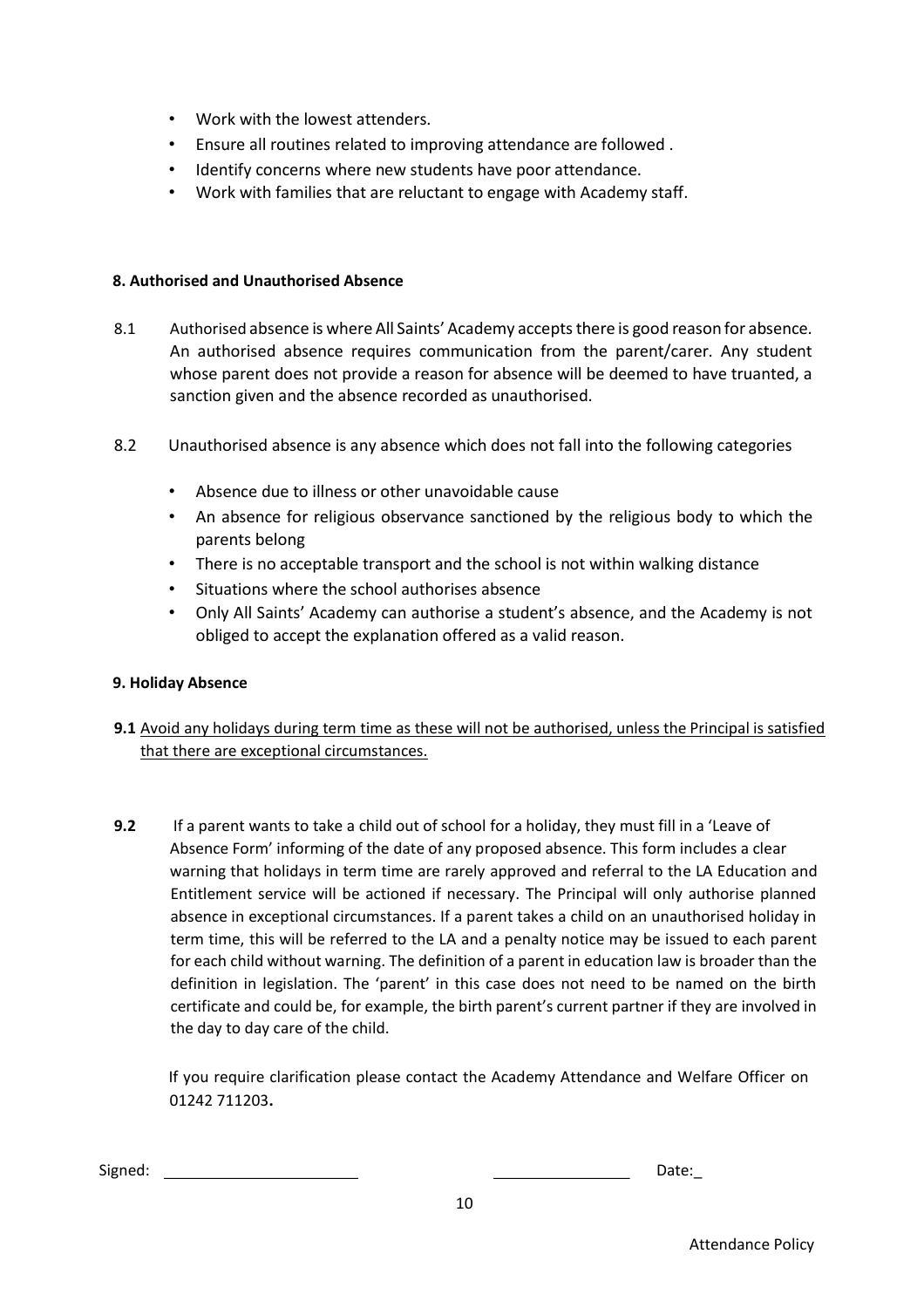- Work with the lowest attenders.
- Ensure all routines related to improving attendance are followed .
- Identify concerns where new students have poor attendance.
- Work with families that are reluctant to engage with Academy staff.

**8. Authorised and Unauthorised Absence**

8.1 Authorised absence is where All Saints' Academy accepts there is good reason for absence. An authorised absence requires communication from the parent/carer. Any student whose parent does not provide a reason for absence will be deemed to have truanted, a sanction given and the absence recorded as unauthorised.

8.2 Unauthorised absence is any absence which does not fall into the following categories

- Absence due to illness or other unavoidable cause
- An absence for religious observance sanctioned by the religious body to which the parents belong
- There is no acceptable transport and the school is not within walking distance
- Situations where the school authorises absence
- Only All Saints' Academy can authorise a student's absence, and the Academy is not obliged to accept the explanation offered as a valid reason.

**9. Holiday Absence**

**9.1** <u>Avoid any holidays during term time as these will not be authorised, unless the Principal is satisfied that there are exceptional circumstances.</u>

**9.2** If a parent wants to take a child out of school for a holiday, they must fill in a 'Leave of Absence Form' informing of the date of any proposed absence. This form includes a clear warning that holidays in term time are rarely approved and referral to the LA Education and Entitlement service will be actioned if necessary. The Principal will only authorise planned absence in exceptional circumstances. If a parent takes a child on an unauthorised holiday in term time, this will be referred to the LA and a penalty notice may be issued to each parent for each child without warning. The definition of a parent in education law is broader than the definition in legislation. The 'parent' in this case does not need to be named on the birth certificate and could be, for example, the birth parent's current partner if they are involved in the day to day care of the child.

If you require clarification please contact the Academy Attendance and Welfare Officer on 01242 711203**.**

Signed: ______________________ ________________ Date:_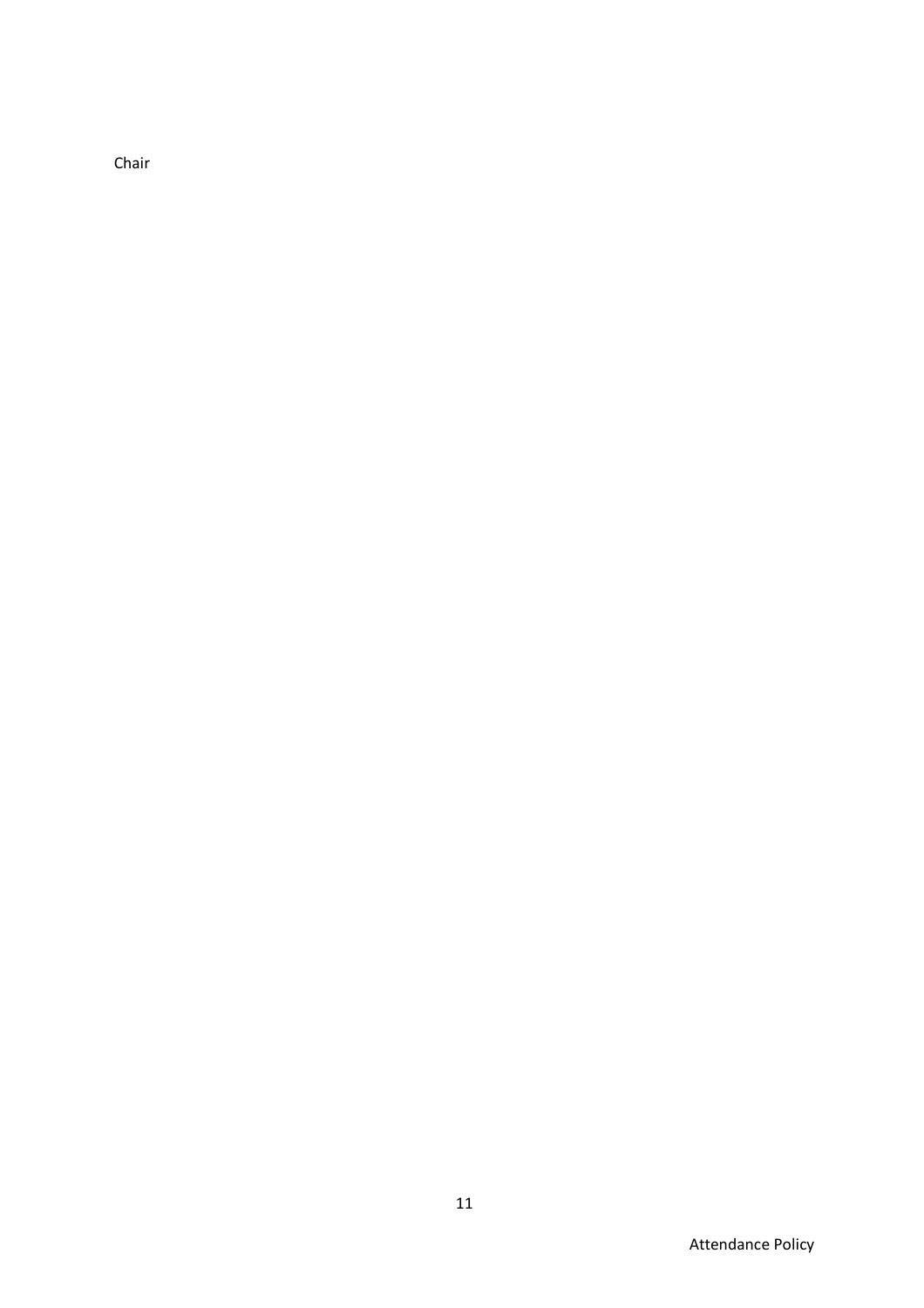Chair